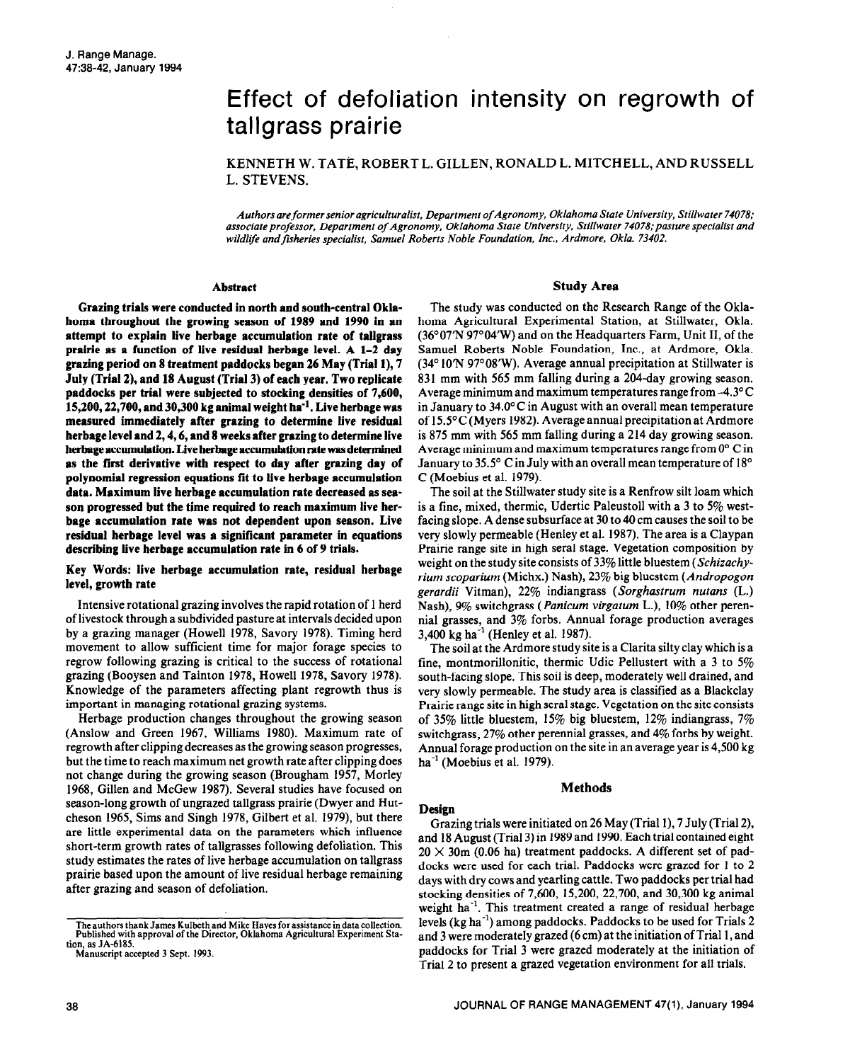# Effect of defoliation intensity on regrowth of tallgrass prairie

KENNETH W. TATE, ROBERT L. GILLEN, RONALD L. MITCHELL, AND RUSSELL L. STEVENS.

*Authors are former senior agriculturalist, Department of Agronomy, Oklahoma State University, Stillwater 74078; associate professor, Department of Agronomy, Oklahoma State University, Stillwater 74078; pasture specialist and wildlife and fisheries specialist, Samuel Roberts Noble Foundation, Inc., Ardmore, Okla. 73402.*

## Abstract

**Grazing trials were conducted in north and south-central Oklahoma throughout the growing season of 1989 and 1990 in an attempt to explain live herbage accumulation rate of tallgrass prairie as a function of live residual herbage level. A 1–2 day grazing period on 8 treatment paddocks began 26 May (Trial 1), 7 July (Trial 2), and 18 August (Trial 3) of each year. Two replicate paddocks per trial were subjected to stocking densities of 7,600, 15,200, 22,700, and 30,300 kg animal weight ha$^{-1}$. Live herbage was measured immediately after grazing to determine live residual herbage level and 2, 4, 6, and 8 weeks after grazing to determine live herbage accumulation. Live herbage accumulation rate was determined as the first derivative with respect to day after grazing day of polynomial regression equations fit to live herbage accumulation data. Maximum live herbage accumulation rate decreased as season progressed but the time required to reach maximum live herbage accumulation rate was not dependent upon season. Live residual herbage level was a significant parameter in equations describing live herbage accumulation rate in 6 of 9 trials.**

**Key Words: live herbage accumulation rate, residual herbage level, growth rate**

Intensive rotational grazing involves the rapid rotation of 1 herd of livestock through a subdivided pasture at intervals decided upon by a grazing manager (Howell 1978, Savory 1978). Timing herd movement to allow sufficient time for major forage species to regrow following grazing is critical to the success of rotational grazing (Booysen and Tainton 1978, Howell 1978, Savory 1978). Knowledge of the parameters affecting plant regrowth thus is important in managing rotational grazing systems.

Herbage production changes throughout the growing season (Anslow and Green 1967, Williams 1980). Maximum rate of regrowth after clipping decreases as the growing season progresses, but the time to reach maximum net growth rate after clipping does not change during the growing season (Brougham 1957, Morley 1968, Gillen and McGew 1987). Several studies have focused on season-long growth of ungrazed tallgrass prairie (Dwyer and Hutcheson 1965, Sims and Singh 1978, Gilbert et al. 1979), but there are little experimental data on the parameters which influence short-term growth rates of tallgrasses following defoliation. This study estimates the rates of live herbage accumulation on tallgrass prairie based upon the amount of live residual herbage remaining after grazing and season of defoliation.

The authors thank James Kulbeth and Mike Hayes for assistance in data collection. Published with approval of the Director, Oklahoma Agricultural Experiment Station, as JA-6185.

Manuscript accepted 3 Sept. 1993.

## Study Area

The study was conducted on the Research Range of the Oklahoma Agricultural Experimental Station, at Stillwater, Okla. (36°07'N 97°04'W) and on the Headquarters Farm, Unit II, of the Samuel Roberts Noble Foundation, Inc., at Ardmore, Okla. (34°10'N 97°08'W). Average annual precipitation at Stillwater is 831 mm with 565 mm falling during a 204-day growing season. Average minimum and maximum temperatures range from -4.3° C in January to 34.0° C in August with an overall mean temperature of 15.5° C (Myers 1982). Average annual precipitation at Ardmore is 875 mm with 565 mm falling during a 214 day growing season. Average minimum and maximum temperatures range from 0° C in January to 35.5° C in July with an overall mean temperature of 18° C (Moebius et al. 1979).

The soil at the Stillwater study site is a Renfrow silt loam which is a fine, mixed, thermic, Udertic Paleustoll with a 3 to 5% west-facing slope. A dense subsurface at 30 to 40 cm causes the soil to be very slowly permeable (Henley et al. 1987). The area is a Claypan Prairie range site in high seral stage. Vegetation composition by weight on the study site consists of 33% little bluestem (*Schizachyrium scoparium* (Michx.) Nash), 23% big bluestem (*Andropogon gerardii* Vitman), 22% indiangrass (*Sorghastrum nutans* (L.) Nash), 9% switchgrass (*Panicum virgatum* L.), 10% other perennial grasses, and 3% forbs. Annual forage production averages 3,400 kg ha$^{-1}$ (Henley et al. 1987).

The soil at the Ardmore study site is a Clarita silty clay which is a fine, montmorillonitic, thermic Udic Pellustert with a 3 to 5% south-facing slope. This soil is deep, moderately well drained, and very slowly permeable. The study area is classified as a Blackclay Prairie range site in high seral stage. Vegetation on the site consists of 35% little bluestem, 15% big bluestem, 12% indiangrass, 7% switchgrass, 27% other perennial grasses, and 4% forbs by weight. Annual forage production on the site in an average year is 4,500 kg ha$^{-1}$ (Moebius et al. 1979).

## Methods

### Design

Grazing trials were initiated on 26 May (Trial 1), 7 July (Trial 2), and 18 August (Trial 3) in 1989 and 1990. Each trial contained eight 20 × 30m (0.06 ha) treatment paddocks. A different set of paddocks were used for each trial. Paddocks were grazed for 1 to 2 days with dry cows and yearling cattle. Two paddocks per trial had stocking densities of 7,600, 15,200, 22,700, and 30,300 kg animal weight ha$^{-1}$. This treatment created a range of residual herbage levels (kg ha$^{-1}$) among paddocks. Paddocks to be used for Trials 2 and 3 were moderately grazed (6 cm) at the initiation of Trial 1, and paddocks for Trial 3 were grazed moderately at the initiation of Trial 2 to present a grazed vegetation environment for all trials.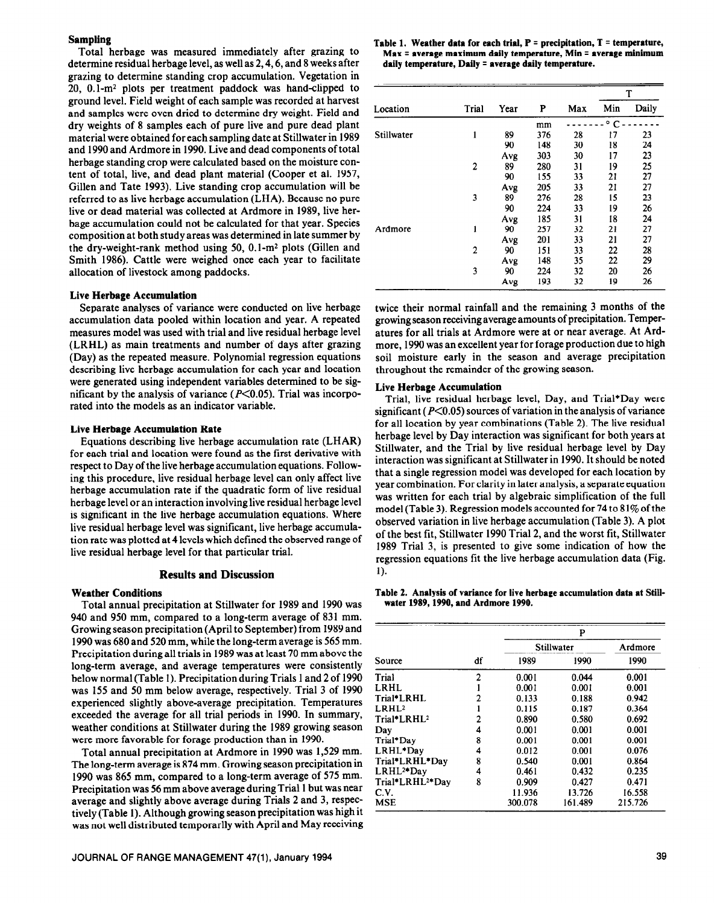### Sampling

Total herbage was measured immediately after grazing to determine residual herbage level, as well as 2, 4, 6, and 8 weeks after grazing to determine standing crop accumulation. Vegetation in 20, 0.1-m² plots per treatment paddock was hand-clipped to ground level. Field weight of each sample was recorded at harvest and samples were oven dried to determine dry weight. Field and dry weights of 8 samples each of pure live and pure dead plant material were obtained for each sampling date at Stillwater in 1989 and 1990 and Ardmore in 1990. Live and dead components of total herbage standing crop were calculated based on the moisture content of total, live, and dead plant material (Cooper et al. 1957, Gillen and Tate 1993). Live standing crop accumulation will be referred to as live herbage accumulation (LHA). Because no pure live or dead material was collected at Ardmore in 1989, live herbage accumulation could not be calculated for that year. Species composition at both study areas was determined in late summer by the dry-weight-rank method using 50, 0.1-m² plots (Gillen and Smith 1986). Cattle were weighed once each year to facilitate allocation of livestock among paddocks.

### Live Herbage Accumulation

Separate analyses of variance were conducted on live herbage accumulation data pooled within location and year. A repeated measures model was used with trial and live residual herbage level (LRHL) as main treatments and number of days after grazing (Day) as the repeated measure. Polynomial regression equations describing live herbage accumulation for each year and location were generated using independent variables determined to be significant by the analysis of variance ($P<0.05$). Trial was incorporated into the models as an indicator variable.

### Live Herbage Accumulation Rate

Equations describing live herbage accumulation rate (LHAR) for each trial and location were found as the first derivative with respect to Day of the live herbage accumulation equations. Following this procedure, live residual herbage level can only affect live herbage accumulation rate if the quadratic form of live residual herbage level or an interaction involving live residual herbage level is significant in the live herbage accumulation equations. Where live residual herbage level was significant, live herbage accumulation rate was plotted at 4 levels which defined the observed range of live residual herbage level for that particular trial.

## Results and Discussion

### Weather Conditions

Total annual precipitation at Stillwater for 1989 and 1990 was 940 and 950 mm, compared to a long-term average of 831 mm. Growing season precipitation (April to September) from 1989 and 1990 was 680 and 520 mm, while the long-term average is 565 mm. Precipitation during all trials in 1989 was at least 70 mm above the long-term average, and average temperatures were consistently below normal (Table 1). Precipitation during Trials 1 and 2 of 1990 was 155 and 50 mm below average, respectively. Trial 3 of 1990 experienced slightly above-average precipitation. Temperatures exceeded the average for all trial periods in 1990. In summary, weather conditions at Stillwater during the 1989 growing season were more favorable for forage production than in 1990.

Total annual precipitation at Ardmore in 1990 was 1,529 mm. The long-term average is 874 mm. Growing season precipitation in 1990 was 865 mm, compared to a long-term average of 575 mm. Precipitation was 56 mm above average during Trial 1 but was near average and slightly above average during Trials 2 and 3, respectively (Table 1). Although growing season precipitation was high it was not well distributed temporarily with April and May receiving twice their normal rainfall and the remaining 3 months of the growing season receiving average amounts of precipitation. Temperatures for all trials at Ardmore were at or near average. At Ardmore, 1990 was an excellent year for forage production due to high soil moisture early in the season and average precipitation throughout the remainder of the growing season.

**Table 1. Weather data for each trial, P = precipitation, T = temperature, Max = average maximum daily temperature, Min = average minimum daily temperature, Daily = average daily temperature.**

| Location | Trial | Year | P | T | | |
|---|---|---|---|---|---|---|
| | | | | Max | Min | Daily |
| | | | mm | °C | | |
| Stillwater | 1 | 89 | 376 | 28 | 17 | 23 |
| | | 90 | 148 | 30 | 18 | 24 |
| | | Avg | 303 | 30 | 17 | 23 |
| | 2 | 89 | 280 | 31 | 19 | 25 |
| | | 90 | 155 | 33 | 21 | 27 |
| | | Avg | 205 | 33 | 21 | 27 |
| | 3 | 89 | 276 | 28 | 15 | 23 |
| | | 90 | 224 | 33 | 19 | 26 |
| | | Avg | 185 | 31 | 18 | 24 |
| Ardmore | 1 | 90 | 257 | 32 | 21 | 27 |
| | | Avg | 201 | 33 | 21 | 27 |
| | 2 | 90 | 151 | 33 | 22 | 28 |
| | | Avg | 148 | 35 | 22 | 29 |
| | 3 | 90 | 224 | 32 | 20 | 26 |
| | | Avg | 193 | 32 | 19 | 26 |

### Live Herbage Accumulation

Trial, live residual herbage level, Day, and Trial*Day were significant ($P<0.05$) sources of variation in the analysis of variance for all location by year combinations (Table 2). The live residual herbage level by Day interaction was significant for both years at Stillwater, and the Trial by live residual herbage level by Day interaction was significant at Stillwater in 1990. It should be noted that a single regression model was developed for each location by year combination. For clarity in later analysis, a separate equation was written for each trial by algebraic simplification of the full model (Table 3). Regression models accounted for 74 to 81% of the observed variation in live herbage accumulation (Table 3). A plot of the best fit, Stillwater 1990 Trial 2, and the worst fit, Stillwater 1989 Trial 3, is presented to give some indication of how the regression equations fit the live herbage accumulation data (Fig. 1).

**Table 2. Analysis of variance for live herbage accumulation data at Stillwater 1989, 1990, and Ardmore 1990.**

| Source | df | P | | |
|---|---|---|---|---|
| | | Stillwater | | Ardmore |
| | | 1989 | 1990 | 1990 |
| Trial | 2 | 0.001 | 0.044 | 0.001 |
| LRHL | 1 | 0.001 | 0.001 | 0.001 |
| Trial*LRHL | 2 | 0.133 | 0.188 | 0.942 |
| LRHL² | 1 | 0.115 | 0.187 | 0.364 |
| Trial*LRHL² | 2 | 0.890 | 0.580 | 0.692 |
| Day | 4 | 0.001 | 0.001 | 0.001 |
| Trial*Day | 8 | 0.001 | 0.001 | 0.001 |
| LRHL*Day | 4 | 0.012 | 0.001 | 0.076 |
| Trial*LRHL*Day | 8 | 0.540 | 0.001 | 0.864 |
| LRHL²*Day | 4 | 0.461 | 0.432 | 0.235 |
| Trial*LRHL²*Day | 8 | 0.909 | 0.427 | 0.471 |
| C.V. | | 11.936 | 13.726 | 16.558 |
| MSE | | 300.078 | 161.489 | 215.726 |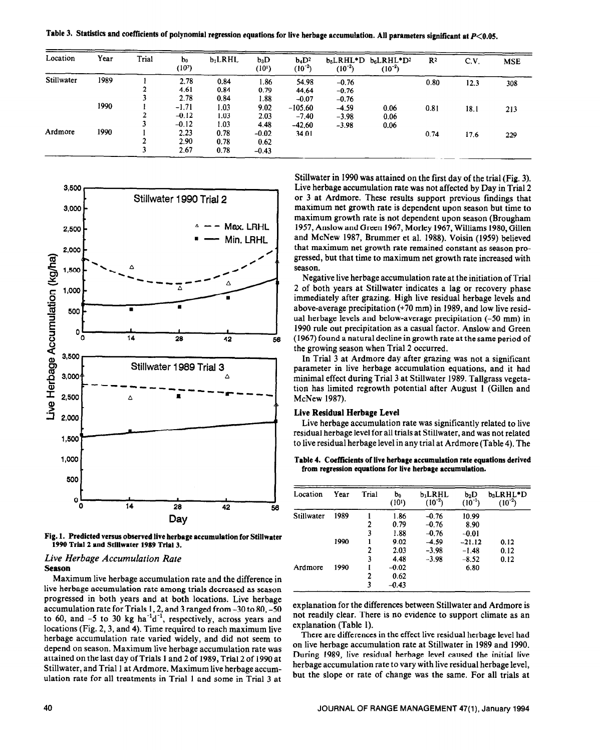**Table 3. Statistics and coefficients of polynomial regression equations for live herbage accumulation. All parameters significant at $P<0.05$.**

| Location | Year | Trial | $b_0$ ($10^2$) | $b_1$LRHL | $b_3$D ($10^1$) | $b_4D^2$ ($10^{-2}$) | $b_5$LRHL*D ($10^{-2}$) | $b_6$LRHL*$D^2$ ($10^{-2}$) | $R^2$ | C.V. | MSE |
|---|---|---|---|---|---|---|---|---|---|---|---|
| Stillwater | 1989 | 1 | 2.78 | 0.84 | 1.86 | 54.98 | -0.76 | | 0.80 | 12.3 | 308 |
| | | 2 | 4.61 | 0.84 | 0.79 | 44.64 | -0.76 | | | | |
| | | 3 | 2.78 | 0.84 | 1.88 | -0.07 | -0.76 | | | | |
| | 1990 | 1 | -1.71 | 1.03 | 9.02 | -105.60 | -4.59 | 0.06 | 0.81 | 18.1 | 213 |
| | | 2 | -0.12 | 1.03 | 2.03 | -7.40 | -3.98 | 0.06 | | | |
| | | 3 | -0.12 | 1.03 | 4.48 | -42.60 | -3.98 | 0.06 | | | |
| Ardmore | 1990 | 1 | 2.23 | 0.78 | -0.02 | 34.01 | | | 0.74 | 17.6 | 229 |
| | | 2 | 2.90 | 0.78 | 0.62 | | | | | | |
| | | 3 | 2.67 | 0.78 | -0.43 | | | | | | |

**Fig. 1. Predicted versus observed live herbage accumulation for Stillwater 1990 Trial 2 and Stillwater 1989 Trial 3.**

### *Live Herbage Accumulation Rate*

#### Season

Maximum live herbage accumulation rate and the difference in live herbage accumulation rate among trials decreased as season progressed in both years and at both locations. Live herbage accumulation rate for Trials 1, 2, and 3 ranged from -30 to 80, -50 to 60, and -5 to 30 kg $ha^{-1}d^{-1}$, respectively, across years and locations (Fig. 2, 3, and 4). Time required to reach maximum live herbage accumulation rate varied widely, and did not seem to depend on season. Maximum live herbage accumulation rate was attained on the last day of Trials 1 and 2 of 1989, Trial 2 of 1990 at Stillwater, and Trial 1 at Ardmore. Maximum live herbage accumulation rate for all treatments in Trial 1 and some in Trial 3 at Stillwater in 1990 was attained on the first day of the trial (Fig. 3). Live herbage accumulation rate was not affected by Day in Trial 2 or 3 at Ardmore. These results support previous findings that maximum net growth rate is dependent upon season but time to maximum growth rate is not dependent upon season (Brougham 1957, Anslow and Green 1967, Morley 1967, Williams 1980, Gillen and McNew 1987, Brummer et al. 1988). Voisin (1959) believed that maximum net growth rate remained constant as season progressed, but that time to maximum net growth rate increased with season.

Negative live herbage accumulation rate at the initiation of Trial 2 of both years at Stillwater indicates a lag or recovery phase immediately after grazing. High live residual herbage levels and above-average precipitation (+70 mm) in 1989, and low live residual herbage levels and below-average precipitation (-50 mm) in 1990 rule out precipitation as a casual factor. Anslow and Green (1967) found a natural decline in growth rate at the same period of the growing season when Trial 2 occurred.

In Trial 3 at Ardmore day after grazing was not a significant parameter in live herbage accumulation equations, and it had minimal effect during Trial 3 at Stillwater 1989. Tallgrass vegetation has limited regrowth potential after August 1 (Gillen and McNew 1987).

#### Live Residual Herbage Level

Live herbage accumulation rate was significantly related to live residual herbage level for all trials at Stillwater, and was not related to live residual herbage level in any trial at Ardmore (Table 4). The explanation for the differences between Stillwater and Ardmore is not readily clear. There is no evidence to support climate as an explanation (Table 1).

**Table 4. Coefficients of live herbage accumulation rate equations derived from regression equations for live herbage accumulation.**

| Location | Year | Trial | $b_0$ ($10^1$) | $b_1$LRHL ($10^{-2}$) | $b_2$D ($10^{-1}$) | $b_3$LRHL*D ($10^{-2}$) |
|---|---|---|---|---|---|---|
| Stillwater | 1989 | 1 | 1.86 | -0.76 | 10.99 | |
| | | 2 | 0.79 | -0.76 | 8.90 | |
| | | 3 | 1.88 | -0.76 | -0.01 | |
| | 1990 | 1 | 9.02 | -4.59 | -21.12 | 0.12 |
| | | 2 | 2.03 | -3.98 | -1.48 | 0.12 |
| | | 3 | 4.48 | -3.98 | -8.52 | 0.12 |
| Ardmore | 1990 | 1 | -0.02 | | 6.80 | |
| | | 2 | 0.62 | | | |
| | | 3 | -0.43 | | | |

There are differences in the effect live residual herbage level had on live herbage accumulation rate at Stillwater in 1989 and 1990. During 1989, live residual herbage level caused the initial live herbage accumulation rate to vary with live residual herbage level, but the slope or rate of change was the same. For all trials at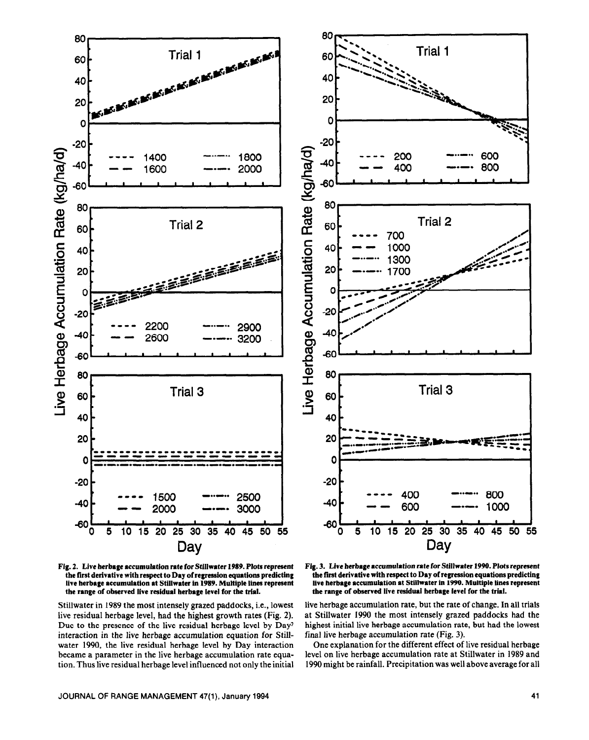**Fig. 2. Live herbage accumulation rate for Stillwater 1989. Plots represent the first derivative with respect to Day of regression equations predicting live herbage accumulation at Stillwater in 1989. Multiple lines represent the range of observed live residual herbage level for the trial.**

**Fig. 3. Live herbage accumulation rate for Stillwater 1990. Plots represent the first derivative with respect to Day of regression equations predicting live herbage accumulation at Stillwater in 1990. Multiple lines represent the range of observed live residual herbage level for the trial.**

Stillwater in 1989 the most intensely grazed paddocks, i.e., lowest live residual herbage level, had the highest growth rates (Fig. 2). Due to the presence of the live residual herbage level by Day$^2$ interaction in the live herbage accumulation equation for Stillwater 1990, the live residual herbage level by Day interaction became a parameter in the live herbage accumulation rate equation. Thus live residual herbage level influenced not only the initial live herbage accumulation rate, but the rate of change. In all trials at Stillwater 1990 the most intensely grazed paddocks had the highest initial live herbage accumulation rate, but had the lowest final live herbage accumulation rate (Fig. 3).

One explanation for the different effect of live residual herbage level on live herbage accumulation rate at Stillwater in 1989 and 1990 might be rainfall. Precipitation was well above average for all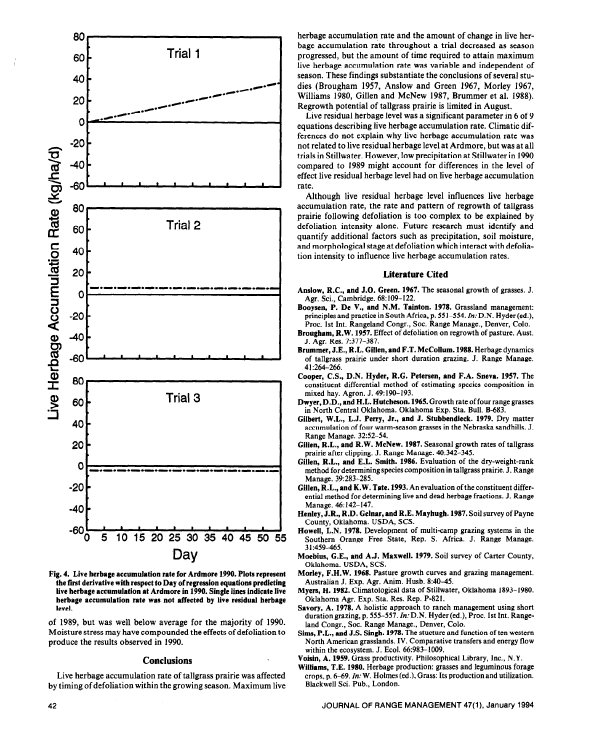Live Herbage Accumulation Rate (kg/ha/d)

Trial 1

Trial 2

Trial 3

80
60
40
20
0
-20
-40
-60

0 5 10 15 20 25 30 35 40 45 50 55

Day

Fig. 4. Live herbage accumulation rate for Ardmore 1990. Plots represent the first derivative with respect to Day of regression equations predicting live herbage accumulation at Ardmore in 1990. Single lines indicate live herbage accumulation rate was not affected by live residual herbage level.

of 1989, but was well below average for the majority of 1990. Moisture stress may have compounded the effects of defoliation to produce the results observed in 1990.

## Conclusions

Live herbage accumulation rate of tallgrass prairie was affected by timing of defoliation within the growing season. Maximum live herbage accumulation rate and the amount of change in live herbage accumulation rate throughout a trial decreased as season progressed, but the amount of time required to attain maximum live herbage accumulation rate was variable and independent of season. These findings substantiate the conclusions of several studies (Brougham 1957, Anslow and Green 1967, Morley 1967, Williams 1980, Gillen and McNew 1987, Brummer et al. 1988). Regrowth potential of tallgrass prairie is limited in August.

Live residual herbage level was a significant parameter in 6 of 9 equations describing live herbage accumulation rate. Climatic differences do not explain why live herbage accumulation rate was not related to live residual herbage level at Ardmore, but was at all trials in Stillwater. However, low precipitation at Stillwater in 1990 compared to 1989 might account for differences in the level of effect live residual herbage level had on live herbage accumulation rate.

Although live residual herbage level influences live herbage accumulation rate, the rate and pattern of regrowth of tallgrass prairie following defoliation is too complex to be explained by defoliation intensity alone. Future research must identify and quantify additional factors such as precipitation, soil moisture, and morphological stage at defoliation which interact with defoliation intensity to influence live herbage accumulation rates.

## Literature Cited

**Anslow, R.C., and J.O. Green. 1967.** The seasonal growth of grasses. J. Agr. Sci., Cambridge. 68:109–122.

**Booysen, P. De V., and N.M. Tainton. 1978.** Grassland management: principles and practice in South Africa, p. 551–554. *In:* D.N. Hyder (ed.), Proc. 1st Int. Rangeland Congr., Soc. Range Manage., Denver, Colo.

**Brougham, R.W. 1957.** Effect of defoliation on regrowth of pasture. Aust. J. Agr. Res. 7:377–387.

**Brummer, J.E., R.L. Gillen, and F.T. McCollum. 1988.** Herbage dynamics of tallgrass prairie under short duration grazing. J. Range Manage. 41:264–266.

**Cooper, C.S., D.N. Hyder, R.G. Petersen, and F.A. Sneva. 1957.** The constituent differential method of estimating species composition in mixed hay. Agron. J. 49:190–193.

**Dwyer, D.D., and H.L. Hutcheson. 1965.** Growth rate of four range grasses in North Central Oklahoma. Oklahoma Exp. Sta. Bull. B-683.

**Gilbert, W.L., L.J. Perry, Jr., and J. Stubbendieck. 1979.** Dry matter accumulation of four warm-season grasses in the Nebraska sandhills. J. Range Manage. 32:52–54.

**Gillen, R.L., and R.W. McNew. 1987.** Seasonal growth rates of tallgrass prairie after clipping. J. Range Manage. 40:342–345.

**Gillen, R.L., and E.L. Smith. 1986.** Evaluation of the dry-weight-rank method for determining species composition in tallgrass prairie. J. Range Manage. 39:283–285.

**Gillen, R.L., and K.W. Tate. 1993.** An evaluation of the constituent differential method for determining live and dead herbage fractions. J. Range Manage. 46:142–147.

**Henley, J.R., R.D. Gelnar, and R.E. Mayhugh. 1987.** Soil survey of Payne County, Oklahoma. USDA, SCS.

**Howell, L.N. 1978.** Development of multi-camp grazing systems in the Southern Orange Free State, Rep. S. Africa. J. Range Manage. 31:459–465.

**Moebius, G.E., and A.J. Maxwell. 1979.** Soil survey of Carter County, Oklahoma. USDA, SCS.

**Morley, F.H.W. 1968.** Pasture growth curves and grazing management. Australian J. Exp. Agr. Anim. Husb. 8:40–45.

**Myers, H. 1982.** Climatological data of Stillwater, Oklahoma 1893–1980. Oklahoma Agr. Exp. Sta. Res. Rep. P-821.

**Savory, A. 1978.** A holistic approach to ranch management using short duration grazing, p. 555–557. *In:* D.N. Hyder (ed.), Proc. 1st Int. Rangeland Congr., Soc. Range Manage., Denver, Colo.

**Sims, P.L., and J.S. Singh. 1978.** The stucture and function of ten western North American grasslands. IV. Compartive transfers and energy flow within the ecosystem. J. Ecol. 66:983–1009.

**Voisin, A. 1959.** Grass productivity. Philosophical Library, Inc., N.Y.

**Williams, T.E. 1980.** Herbage production: grasses and leguminous forage crops, p. 6–69. *In:* W. Holmes (ed.), Grass: Its production and utilization. Blackwell Sci. Pub., London.